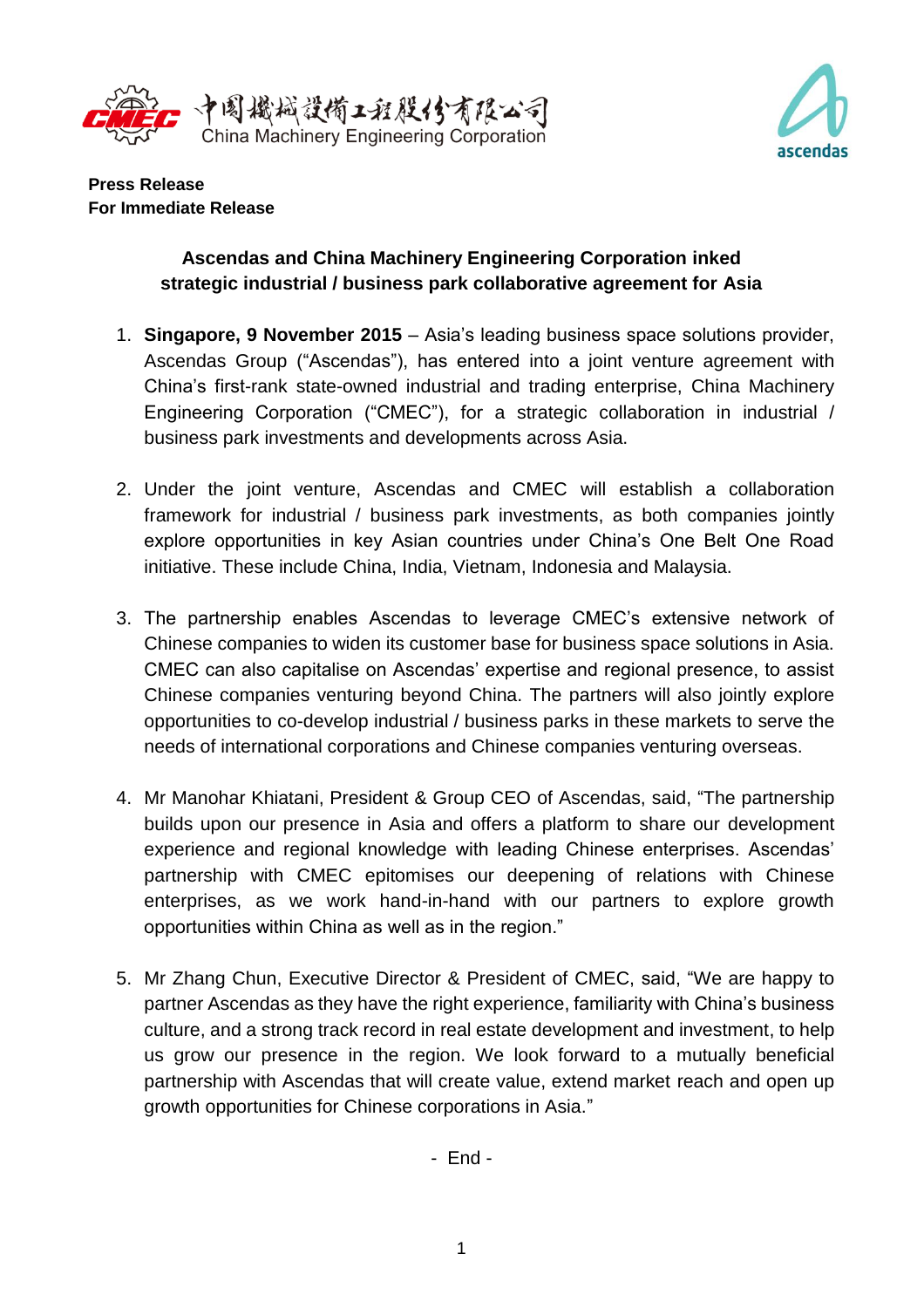中國機械設備工程股份有限公司
China Machinery Engineering Corporation

ascendas

**Press Release**
**For Immediate Release**

**Ascendas and China Machinery Engineering Corporation inked strategic industrial / business park collaborative agreement for Asia**

1. **Singapore, 9 November 2015** – Asia's leading business space solutions provider, Ascendas Group ("Ascendas"), has entered into a joint venture agreement with China's first-rank state-owned industrial and trading enterprise, China Machinery Engineering Corporation ("CMEC"), for a strategic collaboration in industrial / business park investments and developments across Asia.

2. Under the joint venture, Ascendas and CMEC will establish a collaboration framework for industrial / business park investments, as both companies jointly explore opportunities in key Asian countries under China's One Belt One Road initiative. These include China, India, Vietnam, Indonesia and Malaysia.

3. The partnership enables Ascendas to leverage CMEC's extensive network of Chinese companies to widen its customer base for business space solutions in Asia. CMEC can also capitalise on Ascendas' expertise and regional presence, to assist Chinese companies venturing beyond China. The partners will also jointly explore opportunities to co-develop industrial / business parks in these markets to serve the needs of international corporations and Chinese companies venturing overseas.

4. Mr Manohar Khiatani, President & Group CEO of Ascendas, said, "The partnership builds upon our presence in Asia and offers a platform to share our development experience and regional knowledge with leading Chinese enterprises. Ascendas' partnership with CMEC epitomises our deepening of relations with Chinese enterprises, as we work hand-in-hand with our partners to explore growth opportunities within China as well as in the region."

5. Mr Zhang Chun, Executive Director & President of CMEC, said, "We are happy to partner Ascendas as they have the right experience, familiarity with China's business culture, and a strong track record in real estate development and investment, to help us grow our presence in the region. We look forward to a mutually beneficial partnership with Ascendas that will create value, extend market reach and open up growth opportunities for Chinese corporations in Asia."

\- End -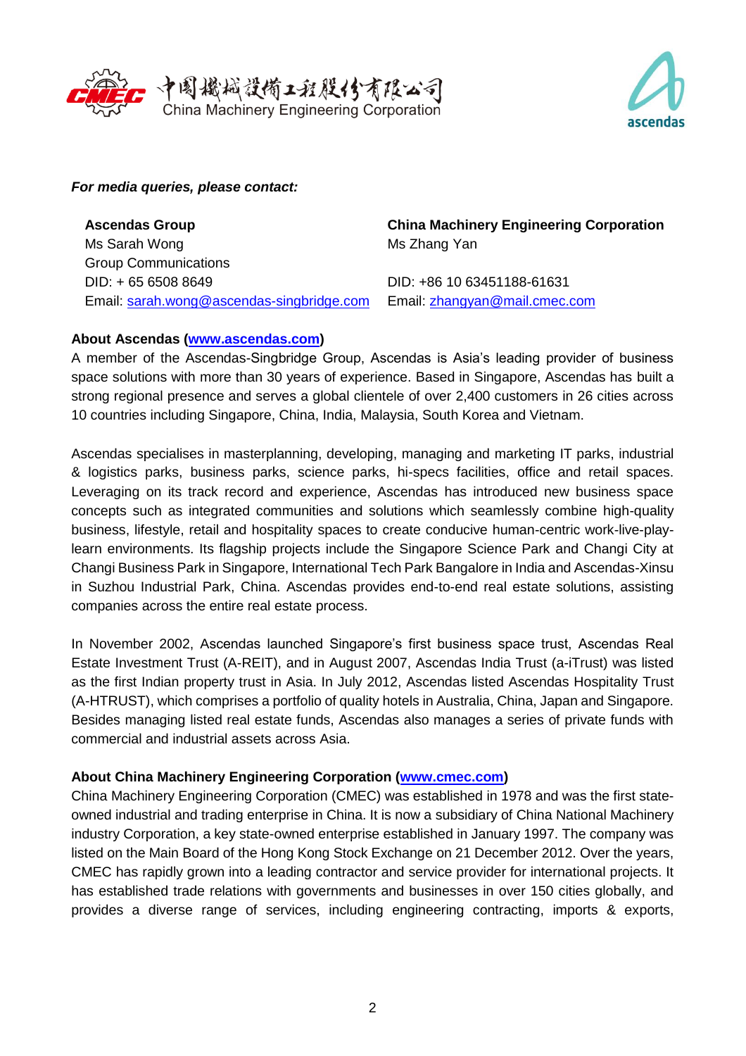*For media queries, please contact:*

| **Ascendas Group** | **China Machinery Engineering Corporation** |
|---|---|
| Ms Sarah Wong | Ms Zhang Yan |
| Group Communications | |
| DID: + 65 6508 8649 | DID: +86 10 63451188-61631 |
| Email: sarah.wong@ascendas-singbridge.com | Email: zhangyan@mail.cmec.com |

**About Ascendas (www.ascendas.com)**

A member of the Ascendas-Singbridge Group, Ascendas is Asia's leading provider of business space solutions with more than 30 years of experience. Based in Singapore, Ascendas has built a strong regional presence and serves a global clientele of over 2,400 customers in 26 cities across 10 countries including Singapore, China, India, Malaysia, South Korea and Vietnam.

Ascendas specialises in masterplanning, developing, managing and marketing IT parks, industrial & logistics parks, business parks, science parks, hi-specs facilities, office and retail spaces. Leveraging on its track record and experience, Ascendas has introduced new business space concepts such as integrated communities and solutions which seamlessly combine high-quality business, lifestyle, retail and hospitality spaces to create conducive human-centric work-live-play-learn environments. Its flagship projects include the Singapore Science Park and Changi City at Changi Business Park in Singapore, International Tech Park Bangalore in India and Ascendas-Xinsu in Suzhou Industrial Park, China. Ascendas provides end-to-end real estate solutions, assisting companies across the entire real estate process.

In November 2002, Ascendas launched Singapore's first business space trust, Ascendas Real Estate Investment Trust (A-REIT), and in August 2007, Ascendas India Trust (a-iTrust) was listed as the first Indian property trust in Asia. In July 2012, Ascendas listed Ascendas Hospitality Trust (A-HTRUST), which comprises a portfolio of quality hotels in Australia, China, Japan and Singapore. Besides managing listed real estate funds, Ascendas also manages a series of private funds with commercial and industrial assets across Asia.

**About China Machinery Engineering Corporation (www.cmec.com)**

China Machinery Engineering Corporation (CMEC) was established in 1978 and was the first state-owned industrial and trading enterprise in China. It is now a subsidiary of China National Machinery industry Corporation, a key state-owned enterprise established in January 1997. The company was listed on the Main Board of the Hong Kong Stock Exchange on 21 December 2012. Over the years, CMEC has rapidly grown into a leading contractor and service provider for international projects. It has established trade relations with governments and businesses in over 150 cities globally, and provides a diverse range of services, including engineering contracting, imports & exports,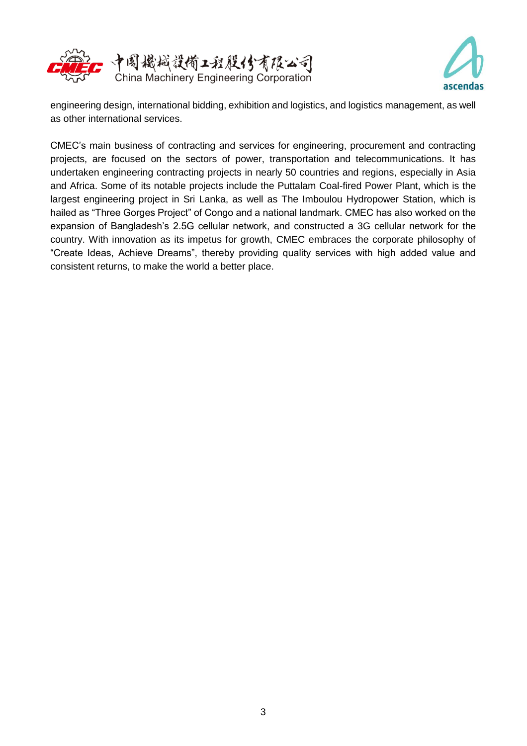engineering design, international bidding, exhibition and logistics, and logistics management, as well as other international services.

CMEC's main business of contracting and services for engineering, procurement and contracting projects, are focused on the sectors of power, transportation and telecommunications. It has undertaken engineering contracting projects in nearly 50 countries and regions, especially in Asia and Africa. Some of its notable projects include the Puttalam Coal-fired Power Plant, which is the largest engineering project in Sri Lanka, as well as The Imboulou Hydropower Station, which is hailed as "Three Gorges Project" of Congo and a national landmark. CMEC has also worked on the expansion of Bangladesh's 2.5G cellular network, and constructed a 3G cellular network for the country. With innovation as its impetus for growth, CMEC embraces the corporate philosophy of "Create Ideas, Achieve Dreams", thereby providing quality services with high added value and consistent returns, to make the world a better place.